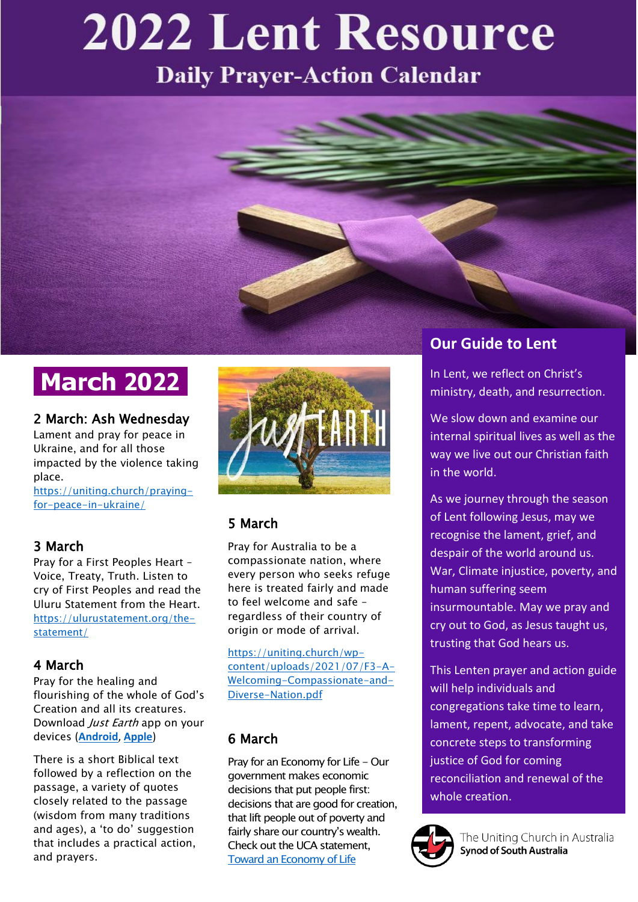# 2022 Lent Resource

## Daily Prayer-Action Calendar

## Our Guide to Lent

In Lent, we reflect on Christ's ministry, death, and resurrection.

We slow down and examine our internal spiritual lives as well as the way we live out our Christian faith in the world.

As we journey through the season of Lent following Jesus, may we recognise the lament, grief, and despair of the world around us. War, Climate injustice, poverty, and human suffering seem insurmountable. May we pray and cry out to God, as Jesus taught us, trusting that God hears us.

This Lenten prayer and action guide will help individuals and congregations take time to learn, lament, repent, advocate, and take concrete steps to transforming justice of God for coming reconciliation and renewal of the whole creation.

## March 2022

### 2 March: Ash Wednesday

Lament and pray for peace in Ukraine, and for all those impacted by the violence taking place.
https://uniting.church/praying-for-peace-in-ukraine/

### 3 March

Pray for a First Peoples Heart – Voice, Treaty, Truth. Listen to cry of First Peoples and read the Uluru Statement from the Heart.
https://ulurustatement.org/the-statement/

### 4 March

Pray for the healing and flourishing of the whole of God's Creation and all its creatures. Download *Just Earth* app on your devices (**Android**, **Apple**)

There is a short Biblical text followed by a reflection on the passage, a variety of quotes closely related to the passage (wisdom from many traditions and ages), a 'to do' suggestion that includes a practical action, and prayers.

### 5 March

Pray for Australia to be a compassionate nation, where every person who seeks refuge here is treated fairly and made to feel welcome and safe – regardless of their country of origin or mode of arrival.

https://uniting.church/wp-content/uploads/2021/07/F3-A-Welcoming-Compassionate-and-Diverse-Nation.pdf

### 6 March

Pray for an Economy for Life – Our government makes economic decisions that put people first: decisions that are good for creation, that lift people out of poverty and fairly share our country's wealth. Check out the UCA statement, Toward an Economy of Life

The Uniting Church in Australia
**Synod of South Australia**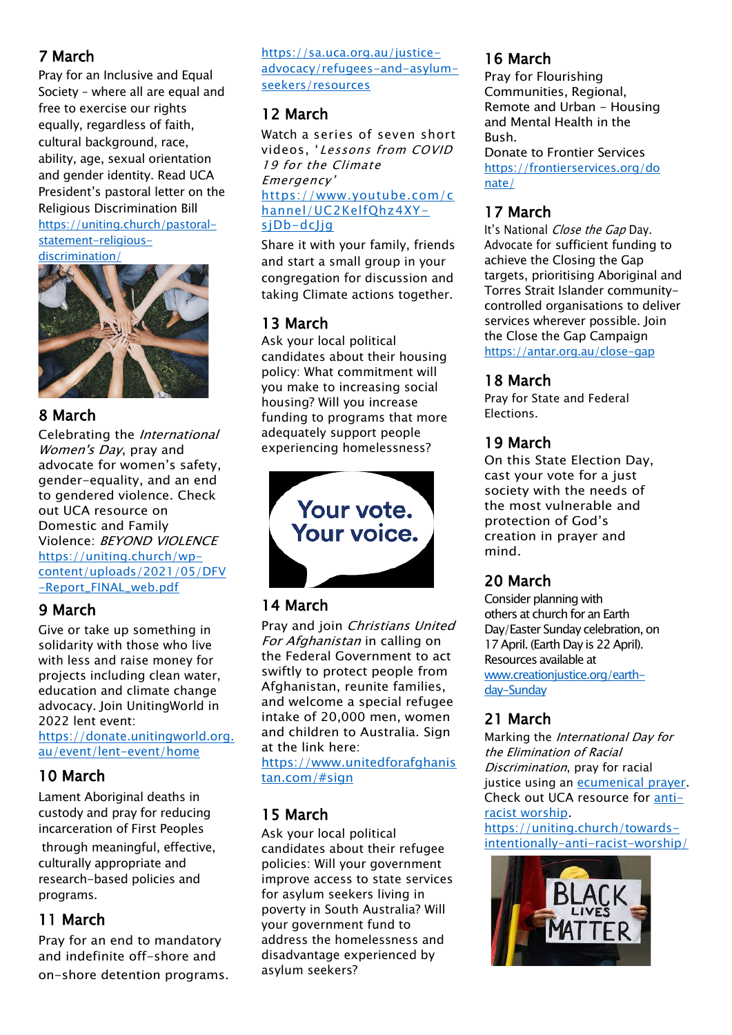## 7 March

Pray for an Inclusive and Equal Society – where all are equal and free to exercise our rights equally, regardless of faith, cultural background, race, ability, age, sexual orientation and gender identity. Read UCA President's pastoral letter on the Religious Discrimination Bill https://uniting.church/pastoral-statement-religious-discrimination/

## 8 March

Celebrating the *International Women's Day*, pray and advocate for women's safety, gender-equality, and an end to gendered violence. Check out UCA resource on Domestic and Family Violence: *BEYOND VIOLENCE* https://uniting.church/wp-content/uploads/2021/05/DFV-Report_FINAL_web.pdf

## 9 March

Give or take up something in solidarity with those who live with less and raise money for projects including clean water, education and climate change advocacy. Join UnitingWorld in 2022 lent event: https://donate.unitingworld.org.au/event/lent-event/home

## 10 March

Lament Aboriginal deaths in custody and pray for reducing incarceration of First Peoples through meaningful, effective, culturally appropriate and research-based policies and programs.

## 11 March

Pray for an end to mandatory and indefinite off-shore and on-shore detention programs. https://sa.uca.org.au/justice-advocacy/refugees-and-asylum-seekers/resources

## 12 March

Watch a series of seven short videos, '*Lessons from COVID 19 for the Climate Emergency*' https://www.youtube.com/channel/UC2KelfQhz4XY-sjDb-dcJjg

Share it with your family, friends and start a small group in your congregation for discussion and taking Climate actions together.

## 13 March

Ask your local political candidates about their housing policy: What commitment will you make to increasing social housing? Will you increase funding to programs that more adequately support people experiencing homelessness?

## 14 March

Pray and join *Christians United For Afghanistan* in calling on the Federal Government to act swiftly to protect people from Afghanistan, reunite families, and welcome a special refugee intake of 20,000 men, women and children to Australia. Sign at the link here: https://www.unitedforafghanistan.com/#sign

## 15 March

Ask your local political candidates about their refugee policies: Will your government improve access to state services for asylum seekers living in poverty in South Australia? Will your government fund to address the homelessness and disadvantage experienced by asylum seekers?

## 16 March

Pray for Flourishing Communities, Regional, Remote and Urban – Housing and Mental Health in the Bush.

Donate to Frontier Services https://frontierservices.org/donate/

## 17 March

It's National *Close the Gap* Day. Advocate for sufficient funding to achieve the Closing the Gap targets, prioritising Aboriginal and Torres Strait Islander community-controlled organisations to deliver services wherever possible. Join the Close the Gap Campaign https://antar.org.au/close-gap

## 18 March

Pray for State and Federal Elections.

## 19 March

On this State Election Day, cast your vote for a just society with the needs of the most vulnerable and protection of God's creation in prayer and mind.

## 20 March

Consider planning with others at church for an Earth Day/Easter Sunday celebration, on 17 April. (Earth Day is 22 April). Resources available at www.creationjustice.org/earth-day-Sunday

## 21 March

Marking the *International Day for the Elimination of Racial Discrimination*, pray for racial justice using an ecumenical prayer. Check out UCA resource for anti-racist worship. https://uniting.church/towards-intentionally-anti-racist-worship/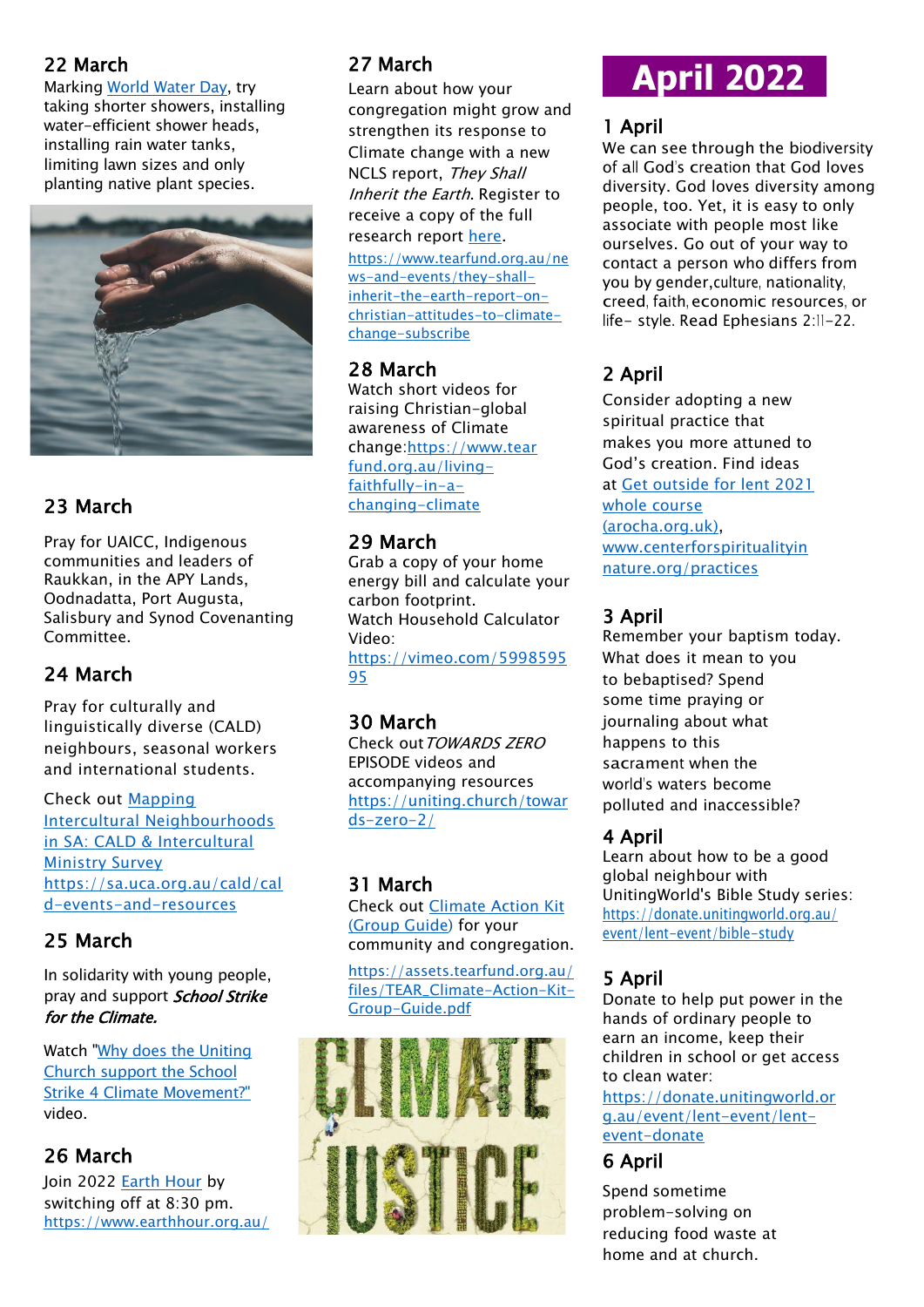## 22 March

Marking World Water Day, try taking shorter showers, installing water-efficient shower heads, installing rain water tanks, limiting lawn sizes and only planting native plant species.

## 23 March

Pray for UAICC, Indigenous communities and leaders of Raukkan, in the APY Lands, Oodnadatta, Port Augusta, Salisbury and Synod Covenanting Committee.

## 24 March

Pray for culturally and linguistically diverse (CALD) neighbours, seasonal workers and international students.

Check out Mapping Intercultural Neighbourhoods in SA: CALD & Intercultural Ministry Survey https://sa.uca.org.au/cald/cald-events-and-resources

## 25 March

In solidarity with young people, pray and support ***School Strike for the Climate.***

Watch "Why does the Uniting Church support the School Strike 4 Climate Movement?" video.

## 26 March

Join 2022 Earth Hour by switching off at 8:30 pm. https://www.earthhour.org.au/

## 27 March

Learn about how your congregation might grow and strengthen its response to Climate change with a new NCLS report, *They Shall Inherit the Earth*. Register to receive a copy of the full research report here.

https://www.tearfund.org.au/news-and-events/they-shall-inherit-the-earth-report-on-christian-attitudes-to-climate-change-subscribe

## 28 March

Watch short videos for raising Christian-global awareness of Climate change:https://www.tearfund.org.au/living-faithfully-in-a-changing-climate

## 29 March

Grab a copy of your home energy bill and calculate your carbon footprint.
Watch Household Calculator Video:
https://vimeo.com/599859595

## 30 March

Check out *TOWARDS ZERO* EPISODE videos and accompanying resources https://uniting.church/towards-zero-2/

## 31 March

Check out Climate Action Kit (Group Guide) for your community and congregation.

https://assets.tearfund.org.au/files/TEAR_Climate-Action-Kit-Group-Guide.pdf

# April 2022

## 1 April

We can see through the biodiversity of all God's creation that God loves diversity. God loves diversity among people, too. Yet, it is easy to only associate with people most like ourselves. Go out of your way to contact a person who differs from you by gender, culture, nationality, creed, faith, economic resources, or life- style. Read Ephesians 2:11-22.

## 2 April

Consider adopting a new spiritual practice that makes you more attuned to God's creation. Find ideas at Get outside for lent 2021 whole course (arocha.org.uk), www.centerforspiritualityinnature.org/practices

## 3 April

Remember your baptism today. What does it mean to you to bebaptised? Spend some time praying or journaling about what happens to this sacrament when the world's waters become polluted and inaccessible?

## 4 April

Learn about how to be a good global neighbour with UnitingWorld's Bible Study series: https://donate.unitingworld.org.au/event/lent-event/bible-study

## 5 April

Donate to help put power in the hands of ordinary people to earn an income, keep their children in school or get access to clean water:
https://donate.unitingworld.org.au/event/lent-event/lent-event-donate

## 6 April

Spend sometime problem-solving on reducing food waste at home and at church.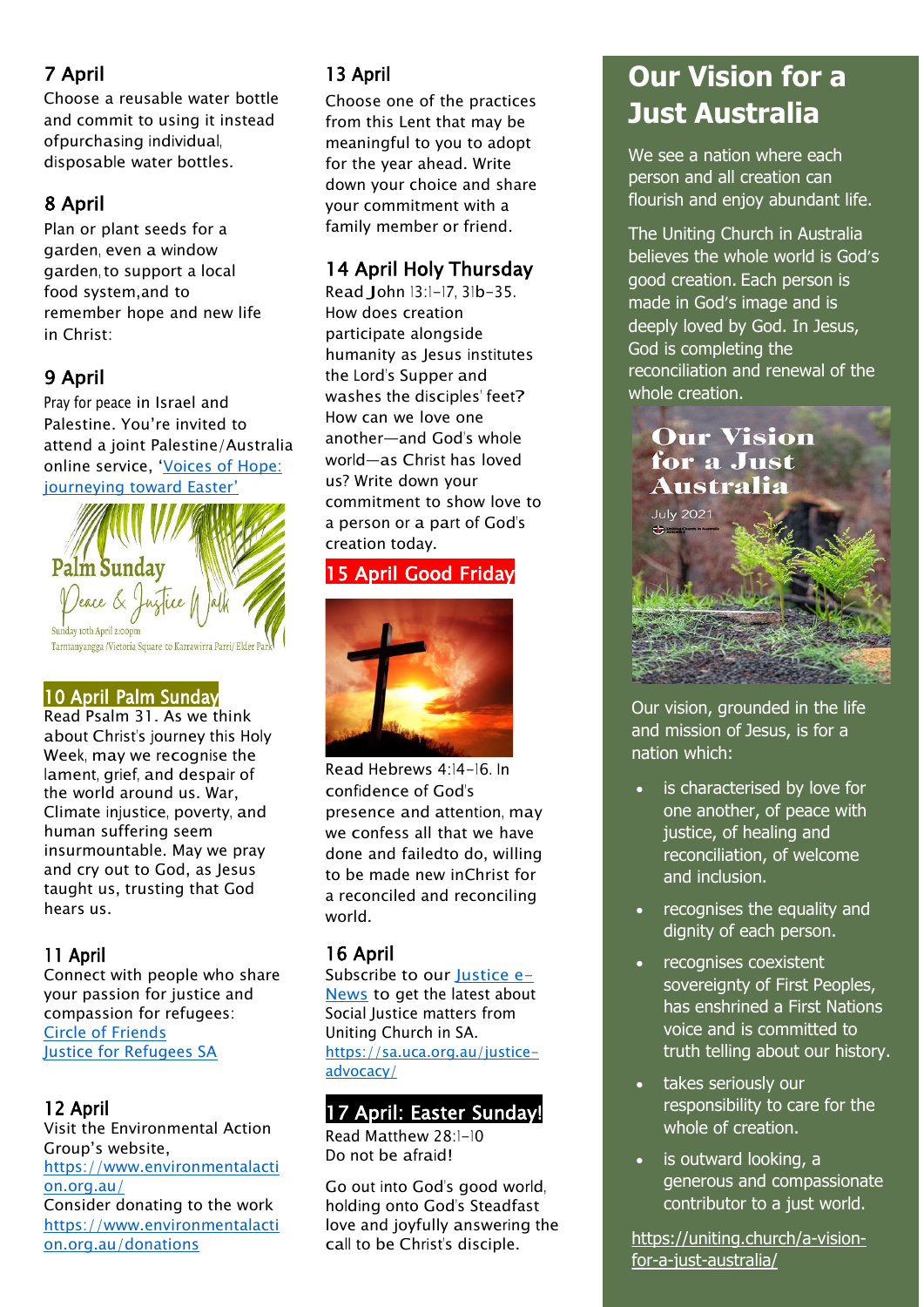## 7 April

Choose a reusable water bottle and commit to using it instead ofpurchasing individual, disposable water bottles.

## 8 April

Plan or plant seeds for a garden, even a window garden, to support a local food system,and to remember hope and new life in Christ:

## 9 April

Pray for peace in Israel and Palestine. You're invited to attend a joint Palestine/Australia online service, '[Voices of Hope: journeying toward Easter'](#)

Palm Sunday
Peace & Justice Walk
Sunday 10th April 2:00pm
Tarntanyangga /Victoria Square to Karrawirra Parri/ Elder Park

## 10 April Palm Sunday

Read Psalm 31. As we think about Christ's journey this Holy Week, may we recognise the lament, grief, and despair of the world around us. War, Climate injustice, poverty, and human suffering seem insurmountable. May we pray and cry out to God, as Jesus taught us, trusting that God hears us.

## 11 April

Connect with people who share your passion for justice and compassion for refugees:
[Circle of Friends](#)
[Justice for Refugees SA](#)

## 12 April

Visit the Environmental Action Group's website,
https://www.environmentalaction.org.au/
Consider donating to the work
https://www.environmentalaction.org.au/donations

## 13 April

Choose one of the practices from this Lent that may be meaningful to you to adopt for the year ahead. Write down your choice and share your commitment with a family member or friend.

## 14 April Holy Thursday

Read John 13:1-17, 31b-35. How does creation participate alongside humanity as Jesus institutes the Lord's Supper and washes the disciples' feet? How can we love one another—and God's whole world—as Christ has loved us? Write down your commitment to show love to a person or a part of God's creation today.

## 15 April Good Friday

Read Hebrews 4:14-16. In confidence of God's presence and attention, may we confess all that we have done and failedto do, willing to be made new inChrist for a reconciled and reconciling world.

## 16 April

Subscribe to our [Justice e-News](#) to get the latest about Social Justice matters from Uniting Church in SA.
https://sa.uca.org.au/justice-advocacy/

## 17 April: Easter Sunday!

Read Matthew 28:1-10
Do not be afraid!

Go out into God's good world, holding onto God's Steadfast love and joyfully answering the call to be Christ's disciple.

# Our Vision for a Just Australia

We see a nation where each person and all creation can flourish and enjoy abundant life.

The Uniting Church in Australia believes the whole world is God's good creation. Each person is made in God's image and is deeply loved by God. In Jesus, God is completing the reconciliation and renewal of the whole creation.

Our Vision for a Just Australia
July 2021

Our vision, grounded in the life and mission of Jesus, is for a nation which:

- is characterised by love for one another, of peace with justice, of healing and reconciliation, of welcome and inclusion.
- recognises the equality and dignity of each person.
- recognises coexistent sovereignty of First Peoples, has enshrined a First Nations voice and is committed to truth telling about our history.
- takes seriously our responsibility to care for the whole of creation.
- is outward looking, a generous and compassionate contributor to a just world.

https://uniting.church/a-vision-for-a-just-australia/